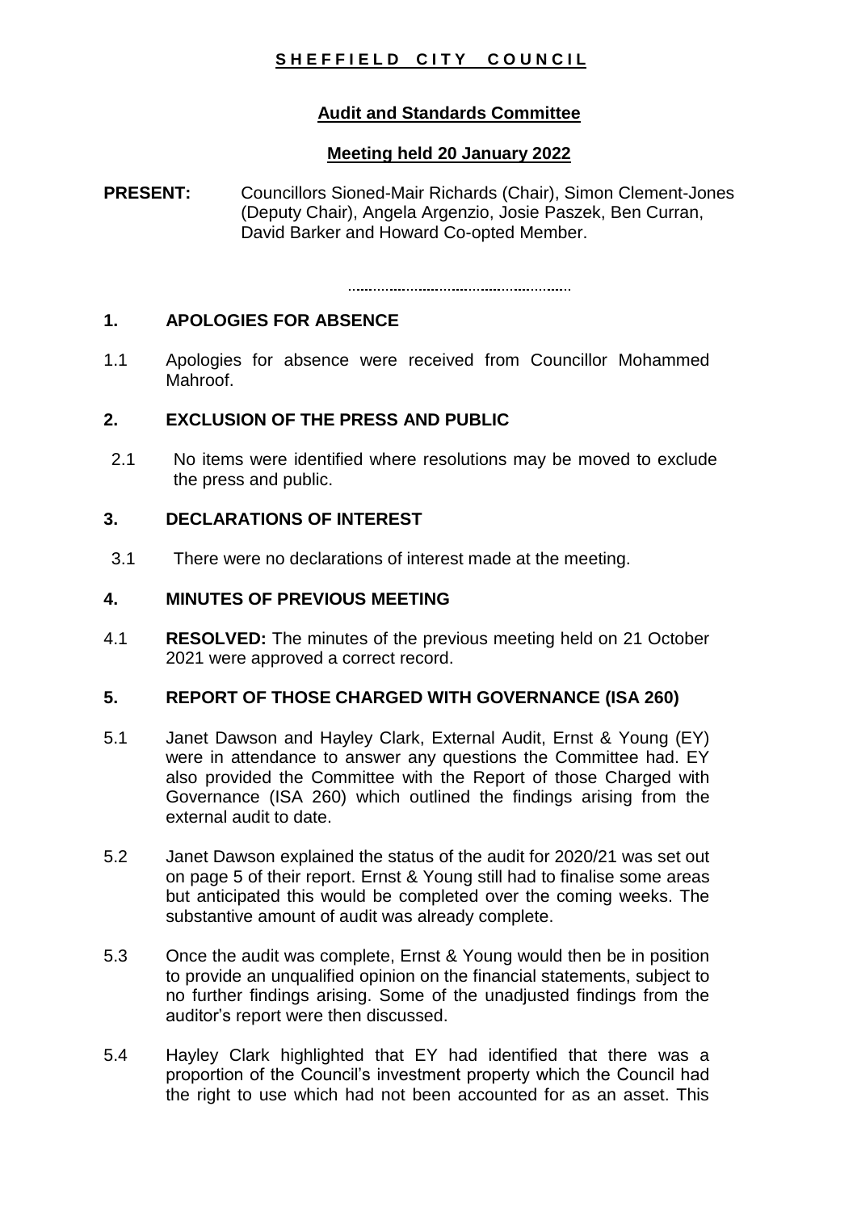**SHEFFIELD CITY COUNCIL**

**Audit and Standards Committee**

**Meeting held 20 January 2022**

**PRESENT:** Councillors Sioned-Mair Richards (Chair), Simon Clement-Jones (Deputy Chair), Angela Argenzio, Josie Paszek, Ben Curran, David Barker and Howard Co-opted Member.

.....................................................

**1. APOLOGIES FOR ABSENCE**

1.1 Apologies for absence were received from Councillor Mohammed Mahroof.

**2. EXCLUSION OF THE PRESS AND PUBLIC**

2.1 No items were identified where resolutions may be moved to exclude the press and public.

**3. DECLARATIONS OF INTEREST**

3.1 There were no declarations of interest made at the meeting.

**4. MINUTES OF PREVIOUS MEETING**

4.1 **RESOLVED:** The minutes of the previous meeting held on 21 October 2021 were approved a correct record.

**5. REPORT OF THOSE CHARGED WITH GOVERNANCE (ISA 260)**

5.1 Janet Dawson and Hayley Clark, External Audit, Ernst & Young (EY) were in attendance to answer any questions the Committee had. EY also provided the Committee with the Report of those Charged with Governance (ISA 260) which outlined the findings arising from the external audit to date.

5.2 Janet Dawson explained the status of the audit for 2020/21 was set out on page 5 of their report. Ernst & Young still had to finalise some areas but anticipated this would be completed over the coming weeks. The substantive amount of audit was already complete.

5.3 Once the audit was complete, Ernst & Young would then be in position to provide an unqualified opinion on the financial statements, subject to no further findings arising. Some of the unadjusted findings from the auditor's report were then discussed.

5.4 Hayley Clark highlighted that EY had identified that there was a proportion of the Council's investment property which the Council had the right to use which had not been accounted for as an asset. This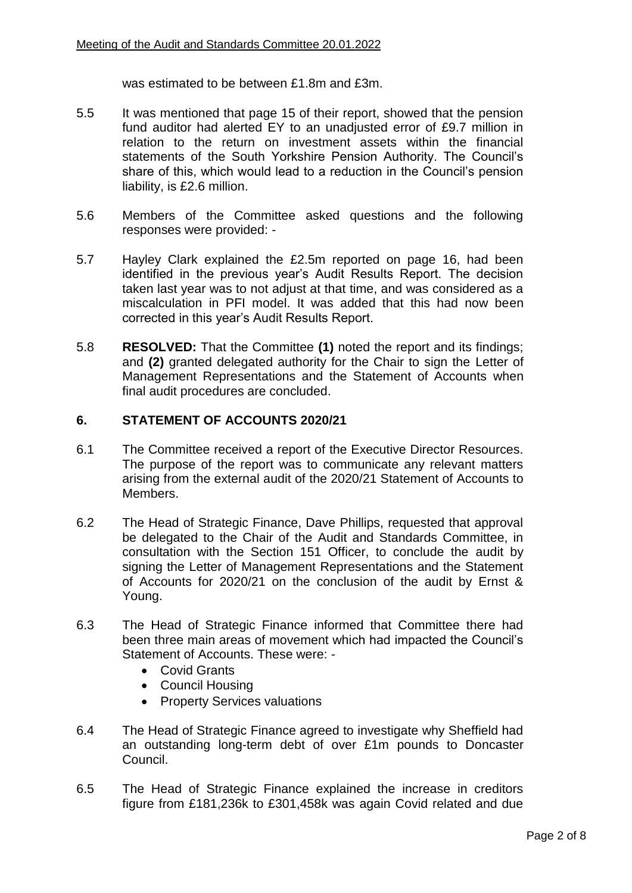was estimated to be between £1.8m and £3m.

5.5 It was mentioned that page 15 of their report, showed that the pension fund auditor had alerted EY to an unadjusted error of £9.7 million in relation to the return on investment assets within the financial statements of the South Yorkshire Pension Authority. The Council's share of this, which would lead to a reduction in the Council's pension liability, is £2.6 million.

5.6 Members of the Committee asked questions and the following responses were provided: -

5.7 Hayley Clark explained the £2.5m reported on page 16, had been identified in the previous year's Audit Results Report. The decision taken last year was to not adjust at that time, and was considered as a miscalculation in PFI model. It was added that this had now been corrected in this year's Audit Results Report.

5.8 **RESOLVED:** That the Committee **(1)** noted the report and its findings; and **(2)** granted delegated authority for the Chair to sign the Letter of Management Representations and the Statement of Accounts when final audit procedures are concluded.

## 6. STATEMENT OF ACCOUNTS 2020/21

6.1 The Committee received a report of the Executive Director Resources. The purpose of the report was to communicate any relevant matters arising from the external audit of the 2020/21 Statement of Accounts to Members.

6.2 The Head of Strategic Finance, Dave Phillips, requested that approval be delegated to the Chair of the Audit and Standards Committee, in consultation with the Section 151 Officer, to conclude the audit by signing the Letter of Management Representations and the Statement of Accounts for 2020/21 on the conclusion of the audit by Ernst & Young.

6.3 The Head of Strategic Finance informed that Committee there had been three main areas of movement which had impacted the Council's Statement of Accounts. These were: -

- Covid Grants
- Council Housing
- Property Services valuations

6.4 The Head of Strategic Finance agreed to investigate why Sheffield had an outstanding long-term debt of over £1m pounds to Doncaster Council.

6.5 The Head of Strategic Finance explained the increase in creditors figure from £181,236k to £301,458k was again Covid related and due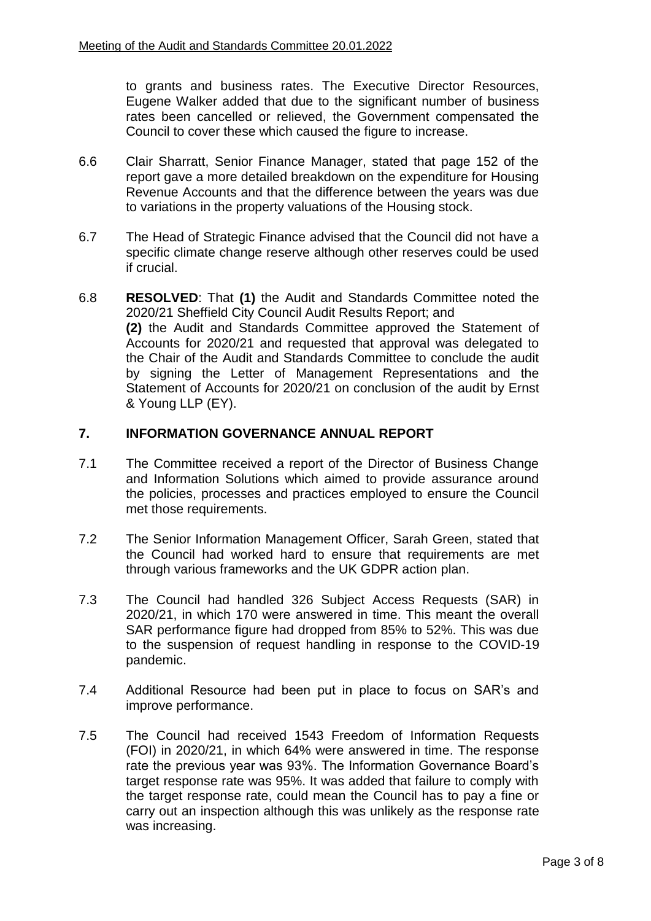to grants and business rates. The Executive Director Resources, Eugene Walker added that due to the significant number of business rates been cancelled or relieved, the Government compensated the Council to cover these which caused the figure to increase.

6.6 Clair Sharratt, Senior Finance Manager, stated that page 152 of the report gave a more detailed breakdown on the expenditure for Housing Revenue Accounts and that the difference between the years was due to variations in the property valuations of the Housing stock.

6.7 The Head of Strategic Finance advised that the Council did not have a specific climate change reserve although other reserves could be used if crucial.

6.8 **RESOLVED**: That **(1)** the Audit and Standards Committee noted the 2020/21 Sheffield City Council Audit Results Report; and
**(2)** the Audit and Standards Committee approved the Statement of Accounts for 2020/21 and requested that approval was delegated to the Chair of the Audit and Standards Committee to conclude the audit by signing the Letter of Management Representations and the Statement of Accounts for 2020/21 on conclusion of the audit by Ernst & Young LLP (EY).

## 7. INFORMATION GOVERNANCE ANNUAL REPORT

7.1 The Committee received a report of the Director of Business Change and Information Solutions which aimed to provide assurance around the policies, processes and practices employed to ensure the Council met those requirements.

7.2 The Senior Information Management Officer, Sarah Green, stated that the Council had worked hard to ensure that requirements are met through various frameworks and the UK GDPR action plan.

7.3 The Council had handled 326 Subject Access Requests (SAR) in 2020/21, in which 170 were answered in time. This meant the overall SAR performance figure had dropped from 85% to 52%. This was due to the suspension of request handling in response to the COVID-19 pandemic.

7.4 Additional Resource had been put in place to focus on SAR's and improve performance.

7.5 The Council had received 1543 Freedom of Information Requests (FOI) in 2020/21, in which 64% were answered in time. The response rate the previous year was 93%. The Information Governance Board's target response rate was 95%. It was added that failure to comply with the target response rate, could mean the Council has to pay a fine or carry out an inspection although this was unlikely as the response rate was increasing.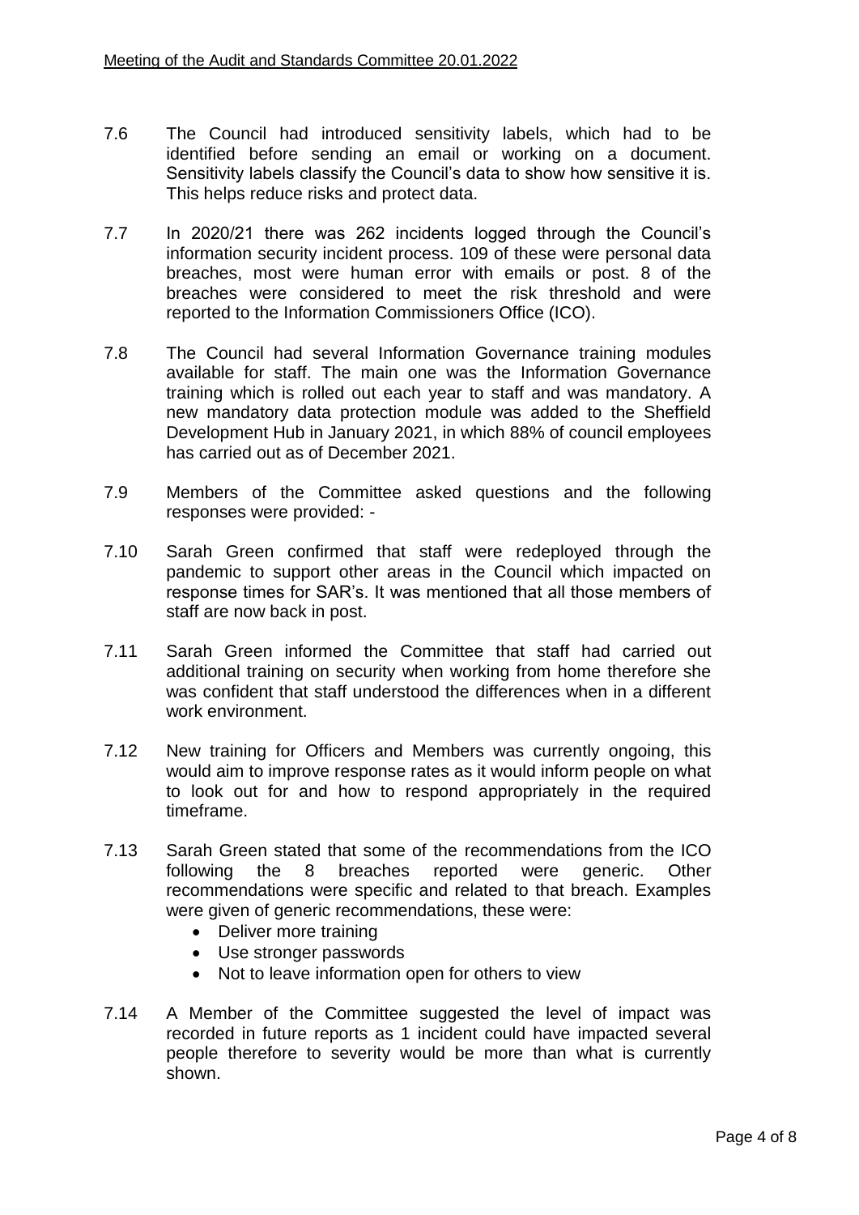7.6 The Council had introduced sensitivity labels, which had to be identified before sending an email or working on a document. Sensitivity labels classify the Council's data to show how sensitive it is. This helps reduce risks and protect data.

7.7 In 2020/21 there was 262 incidents logged through the Council's information security incident process. 109 of these were personal data breaches, most were human error with emails or post. 8 of the breaches were considered to meet the risk threshold and were reported to the Information Commissioners Office (ICO).

7.8 The Council had several Information Governance training modules available for staff. The main one was the Information Governance training which is rolled out each year to staff and was mandatory. A new mandatory data protection module was added to the Sheffield Development Hub in January 2021, in which 88% of council employees has carried out as of December 2021.

7.9 Members of the Committee asked questions and the following responses were provided: -

7.10 Sarah Green confirmed that staff were redeployed through the pandemic to support other areas in the Council which impacted on response times for SAR's. It was mentioned that all those members of staff are now back in post.

7.11 Sarah Green informed the Committee that staff had carried out additional training on security when working from home therefore she was confident that staff understood the differences when in a different work environment.

7.12 New training for Officers and Members was currently ongoing, this would aim to improve response rates as it would inform people on what to look out for and how to respond appropriately in the required timeframe.

7.13 Sarah Green stated that some of the recommendations from the ICO following the 8 breaches reported were generic. Other recommendations were specific and related to that breach. Examples were given of generic recommendations, these were:

- Deliver more training
- Use stronger passwords
- Not to leave information open for others to view

7.14 A Member of the Committee suggested the level of impact was recorded in future reports as 1 incident could have impacted several people therefore to severity would be more than what is currently shown.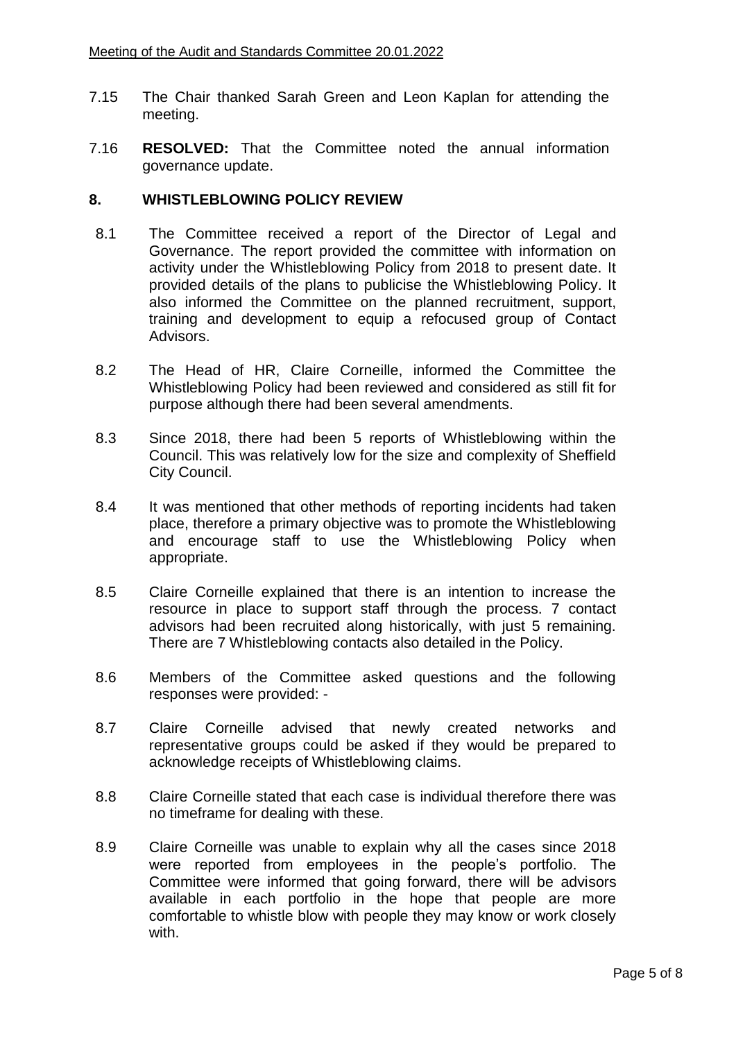7.15 The Chair thanked Sarah Green and Leon Kaplan for attending the meeting.

7.16 **RESOLVED:** That the Committee noted the annual information governance update.

## 8. WHISTLEBLOWING POLICY REVIEW

8.1 The Committee received a report of the Director of Legal and Governance. The report provided the committee with information on activity under the Whistleblowing Policy from 2018 to present date. It provided details of the plans to publicise the Whistleblowing Policy. It also informed the Committee on the planned recruitment, support, training and development to equip a refocused group of Contact Advisors.

8.2 The Head of HR, Claire Corneille, informed the Committee the Whistleblowing Policy had been reviewed and considered as still fit for purpose although there had been several amendments.

8.3 Since 2018, there had been 5 reports of Whistleblowing within the Council. This was relatively low for the size and complexity of Sheffield City Council.

8.4 It was mentioned that other methods of reporting incidents had taken place, therefore a primary objective was to promote the Whistleblowing and encourage staff to use the Whistleblowing Policy when appropriate.

8.5 Claire Corneille explained that there is an intention to increase the resource in place to support staff through the process. 7 contact advisors had been recruited along historically, with just 5 remaining. There are 7 Whistleblowing contacts also detailed in the Policy.

8.6 Members of the Committee asked questions and the following responses were provided: -

8.7 Claire Corneille advised that newly created networks and representative groups could be asked if they would be prepared to acknowledge receipts of Whistleblowing claims.

8.8 Claire Corneille stated that each case is individual therefore there was no timeframe for dealing with these.

8.9 Claire Corneille was unable to explain why all the cases since 2018 were reported from employees in the people's portfolio. The Committee were informed that going forward, there will be advisors available in each portfolio in the hope that people are more comfortable to whistle blow with people they may know or work closely with.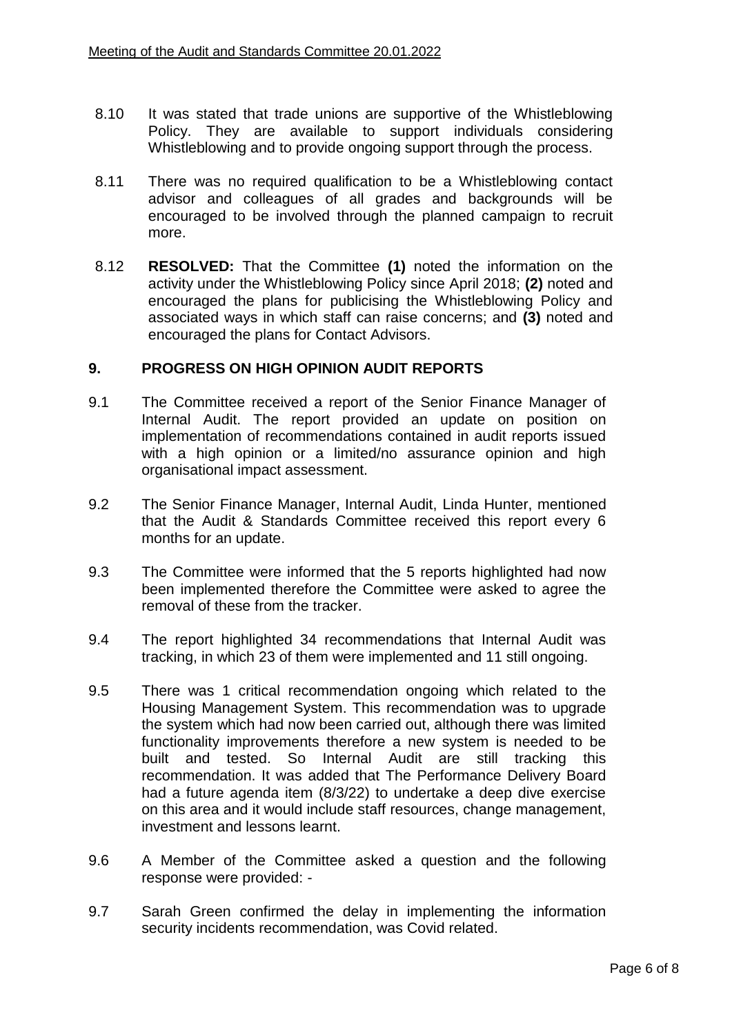8.10 It was stated that trade unions are supportive of the Whistleblowing Policy. They are available to support individuals considering Whistleblowing and to provide ongoing support through the process.

8.11 There was no required qualification to be a Whistleblowing contact advisor and colleagues of all grades and backgrounds will be encouraged to be involved through the planned campaign to recruit more.

8.12 **RESOLVED:** That the Committee **(1)** noted the information on the activity under the Whistleblowing Policy since April 2018; **(2)** noted and encouraged the plans for publicising the Whistleblowing Policy and associated ways in which staff can raise concerns; and **(3)** noted and encouraged the plans for Contact Advisors.

## 9. PROGRESS ON HIGH OPINION AUDIT REPORTS

9.1 The Committee received a report of the Senior Finance Manager of Internal Audit. The report provided an update on position on implementation of recommendations contained in audit reports issued with a high opinion or a limited/no assurance opinion and high organisational impact assessment.

9.2 The Senior Finance Manager, Internal Audit, Linda Hunter, mentioned that the Audit & Standards Committee received this report every 6 months for an update.

9.3 The Committee were informed that the 5 reports highlighted had now been implemented therefore the Committee were asked to agree the removal of these from the tracker.

9.4 The report highlighted 34 recommendations that Internal Audit was tracking, in which 23 of them were implemented and 11 still ongoing.

9.5 There was 1 critical recommendation ongoing which related to the Housing Management System. This recommendation was to upgrade the system which had now been carried out, although there was limited functionality improvements therefore a new system is needed to be built and tested. So Internal Audit are still tracking this recommendation. It was added that The Performance Delivery Board had a future agenda item (8/3/22) to undertake a deep dive exercise on this area and it would include staff resources, change management, investment and lessons learnt.

9.6 A Member of the Committee asked a question and the following response were provided: -

9.7 Sarah Green confirmed the delay in implementing the information security incidents recommendation, was Covid related.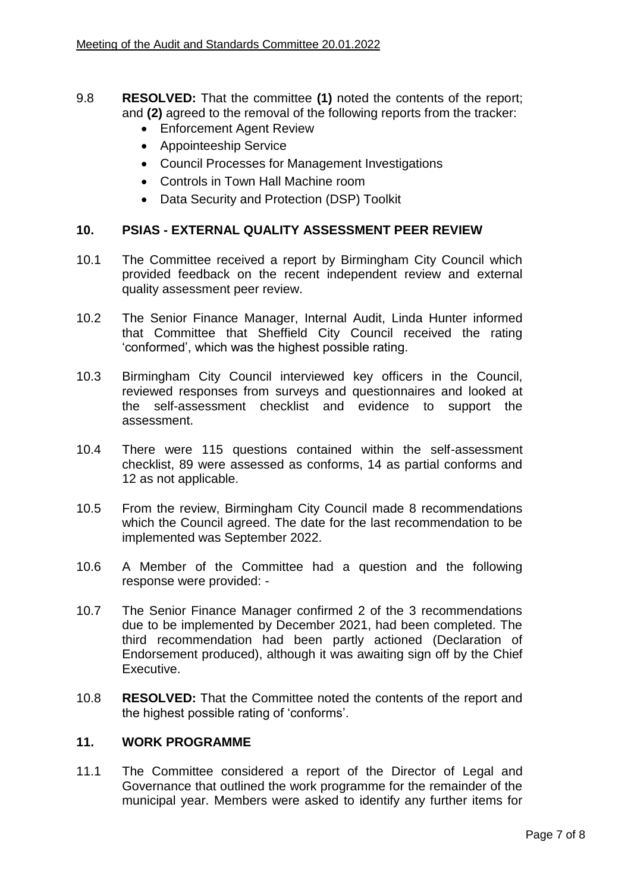9.8 **RESOLVED:** That the committee **(1)** noted the contents of the report; and **(2)** agreed to the removal of the following reports from the tracker:
- Enforcement Agent Review
- Appointeeship Service
- Council Processes for Management Investigations
- Controls in Town Hall Machine room
- Data Security and Protection (DSP) Toolkit

## 10. PSIAS - EXTERNAL QUALITY ASSESSMENT PEER REVIEW

10.1 The Committee received a report by Birmingham City Council which provided feedback on the recent independent review and external quality assessment peer review.

10.2 The Senior Finance Manager, Internal Audit, Linda Hunter informed that Committee that Sheffield City Council received the rating 'conformed', which was the highest possible rating.

10.3 Birmingham City Council interviewed key officers in the Council, reviewed responses from surveys and questionnaires and looked at the self-assessment checklist and evidence to support the assessment.

10.4 There were 115 questions contained within the self-assessment checklist, 89 were assessed as conforms, 14 as partial conforms and 12 as not applicable.

10.5 From the review, Birmingham City Council made 8 recommendations which the Council agreed. The date for the last recommendation to be implemented was September 2022.

10.6 A Member of the Committee had a question and the following response were provided: -

10.7 The Senior Finance Manager confirmed 2 of the 3 recommendations due to be implemented by December 2021, had been completed. The third recommendation had been partly actioned (Declaration of Endorsement produced), although it was awaiting sign off by the Chief Executive.

10.8 **RESOLVED:** That the Committee noted the contents of the report and the highest possible rating of 'conforms'.

## 11. WORK PROGRAMME

11.1 The Committee considered a report of the Director of Legal and Governance that outlined the work programme for the remainder of the municipal year. Members were asked to identify any further items for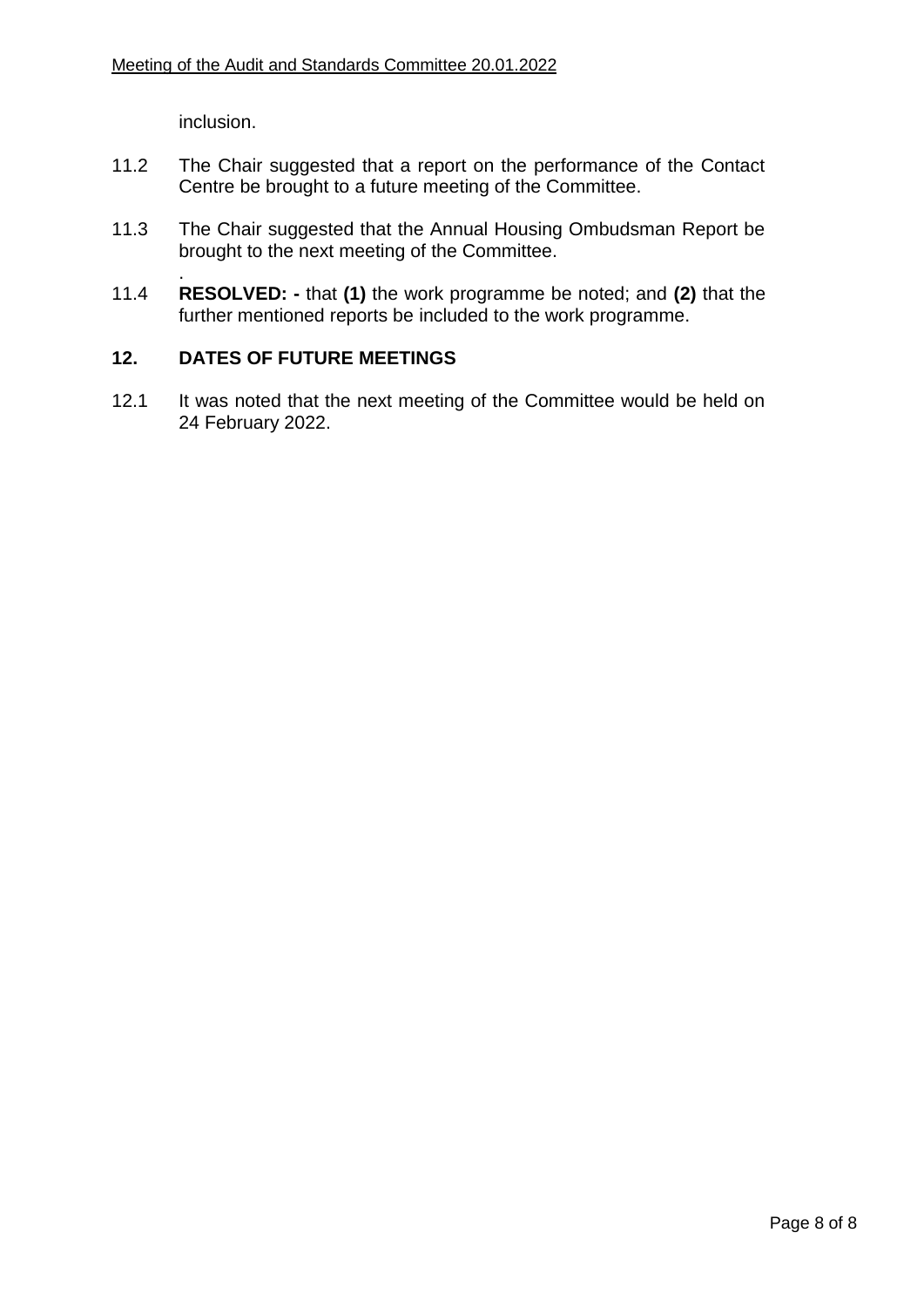inclusion.

11.2 The Chair suggested that a report on the performance of the Contact Centre be brought to a future meeting of the Committee.

11.3 The Chair suggested that the Annual Housing Ombudsman Report be brought to the next meeting of the Committee.
.

11.4 **RESOLVED: -** that **(1)** the work programme be noted; and **(2)** that the further mentioned reports be included to the work programme.

## 12. DATES OF FUTURE MEETINGS

12.1 It was noted that the next meeting of the Committee would be held on 24 February 2022.